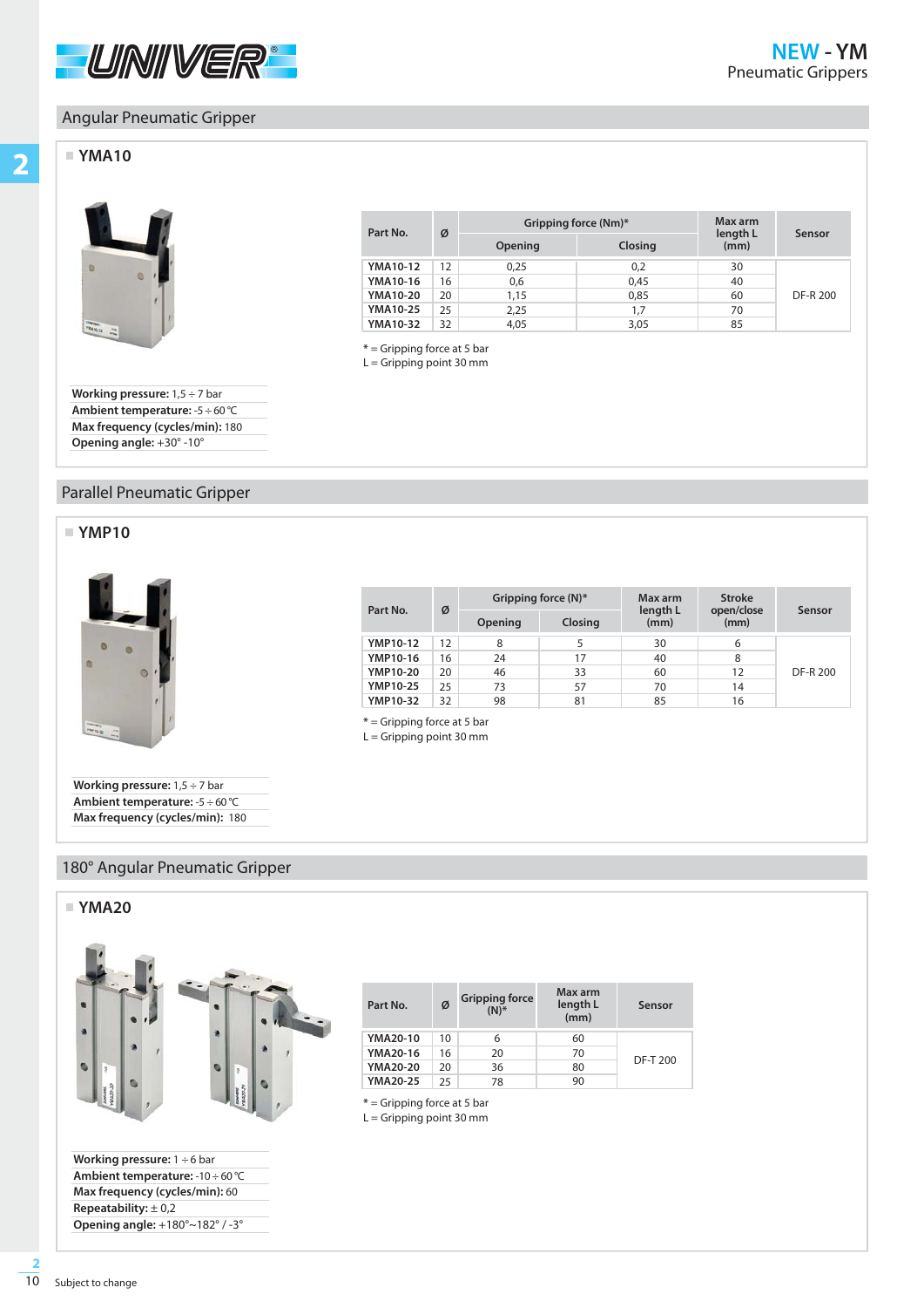# NEW - YM
Pneumatic Grippers

## Angular Pneumatic Gripper

### YMA10

| Part No. | Ø | Gripping force (Nm)* | | Max arm length L (mm) | Sensor |
|---|---|---|---|---|---|
| | | Opening | Closing | | |
| YMA10-12 | 12 | 0,25 | 0,2 | 30 | DF-R 200 |
| YMA10-16 | 16 | 0,6 | 0,45 | 40 | |
| YMA10-20 | 20 | 1,15 | 0,85 | 60 | |
| YMA10-25 | 25 | 2,25 | 1,7 | 70 | |
| YMA10-32 | 32 | 4,05 | 3,05 | 85 | |

* = Gripping force at 5 bar
L = Gripping point 30 mm

**Working pressure:** 1,5 ÷ 7 bar
**Ambient temperature:** -5 ÷ 60 °C
**Max frequency (cycles/min):** 180
**Opening angle:** +30° -10°

## Parallel Pneumatic Gripper

### YMP10

| Part No. | Ø | Gripping force (N)* | | Max arm length L (mm) | Stroke open/close (mm) | Sensor |
|---|---|---|---|---|---|---|
| | | Opening | Closing | | | |
| YMP10-12 | 12 | 8 | 5 | 30 | 6 | DF-R 200 |
| YMP10-16 | 16 | 24 | 17 | 40 | 8 | |
| YMP10-20 | 20 | 46 | 33 | 60 | 12 | |
| YMP10-25 | 25 | 73 | 57 | 70 | 14 | |
| YMP10-32 | 32 | 98 | 81 | 85 | 16 | |

* = Gripping force at 5 bar
L = Gripping point 30 mm

**Working pressure:** 1,5 ÷ 7 bar
**Ambient temperature:** -5 ÷ 60 °C
**Max frequency (cycles/min):** 180

## 180° Angular Pneumatic Gripper

### YMA20

| Part No. | Ø | Gripping force (N)* | Max arm length L (mm) | Sensor |
|---|---|---|---|---|
| YMA20-10 | 10 | 6 | 60 | DF-T 200 |
| YMA20-16 | 16 | 20 | 70 | |
| YMA20-20 | 20 | 36 | 80 | |
| YMA20-25 | 25 | 78 | 90 | |

* = Gripping force at 5 bar
L = Gripping point 30 mm

**Working pressure:** 1 ÷ 6 bar
**Ambient temperature:** -10 ÷ 60 °C
**Max frequency (cycles/min):** 60
**Repeatability:** ± 0,2
**Opening angle:** +180°~182° / -3°

Subject to change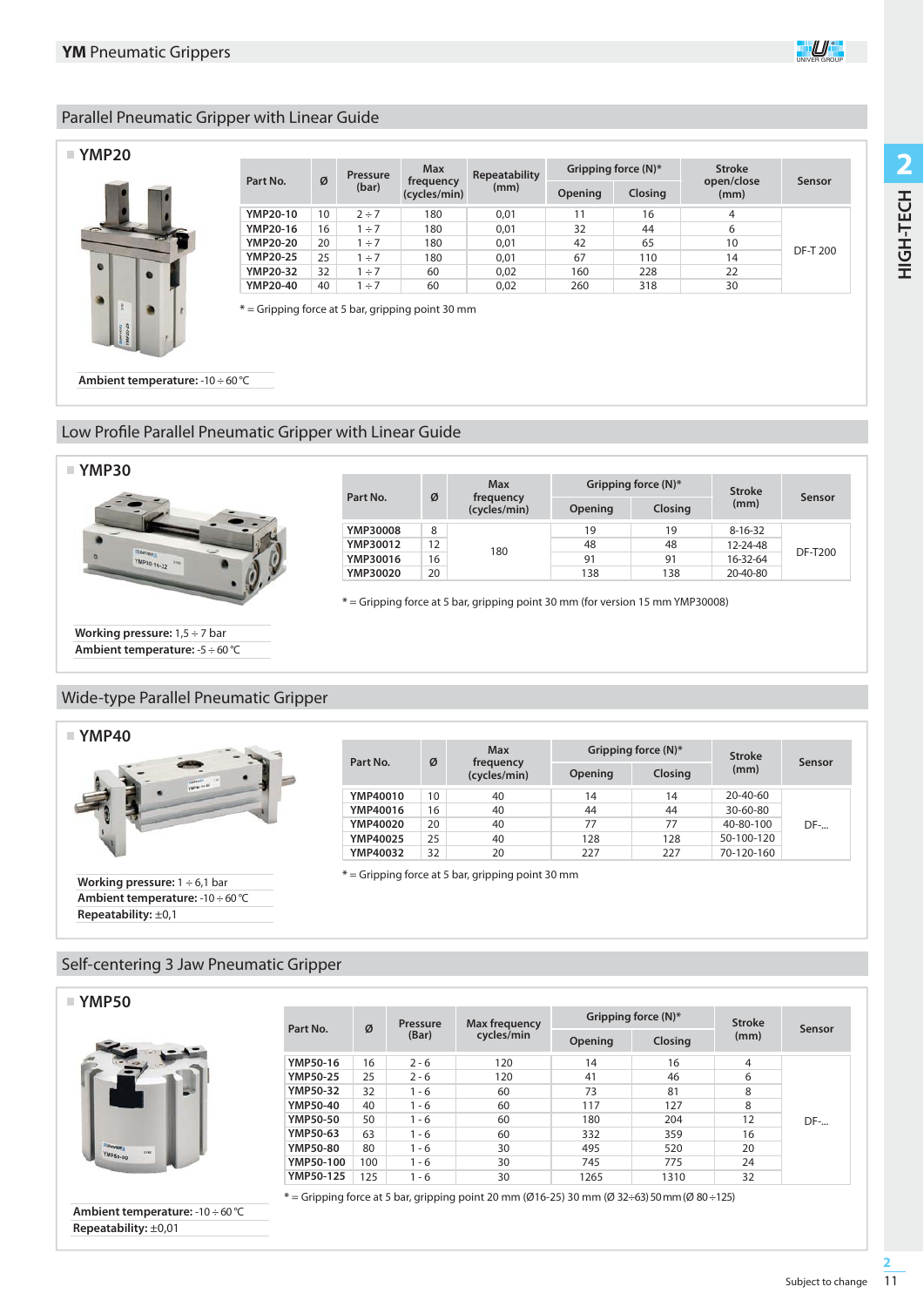## YM Pneumatic Grippers

### Parallel Pneumatic Gripper with Linear Guide

#### YMP20

| Part No. | Ø | Pressure (bar) | Max frequency (cycles/min) | Repeatability (mm) | Gripping force (N)* | | Stroke open/close (mm) | Sensor |
|---|---|---|---|---|---|---|---|---|
| | | | | | Opening | Closing | | |
| YMP20-10 | 10 | 2 ÷ 7 | 180 | 0,01 | 11 | 16 | 4 | DF-T 200 |
| YMP20-16 | 16 | 1 ÷ 7 | 180 | 0,01 | 32 | 44 | 6 | |
| YMP20-20 | 20 | 1 ÷ 7 | 180 | 0,01 | 42 | 65 | 10 | |
| YMP20-25 | 25 | 1 ÷ 7 | 180 | 0,01 | 67 | 110 | 14 | |
| YMP20-32 | 32 | 1 ÷ 7 | 60 | 0,02 | 160 | 228 | 22 | |
| YMP20-40 | 40 | 1 ÷ 7 | 60 | 0,02 | 260 | 318 | 30 | |

* = Gripping force at 5 bar, gripping point 30 mm

**Ambient temperature:** -10 ÷ 60 °C

### Low Profile Parallel Pneumatic Gripper with Linear Guide

#### YMP30

| Part No. | Ø | Max frequency (cycles/min) | Gripping force (N)* | | Stroke (mm) | Sensor |
|---|---|---|---|---|---|---|
| | | | Opening | Closing | | |
| YMP30008 | 8 | 180 | 19 | 19 | 8-16-32 | DF-T200 |
| YMP30012 | 12 | | 48 | 48 | 12-24-48 | |
| YMP30016 | 16 | | 91 | 91 | 16-32-64 | |
| YMP30020 | 20 | | 138 | 138 | 20-40-80 | |

* = Gripping force at 5 bar, gripping point 30 mm (for version 15 mm YMP30008)

**Working pressure:** 1,5 ÷ 7 bar
**Ambient temperature:** -5 ÷ 60 °C

### Wide-type Parallel Pneumatic Gripper

#### YMP40

| Part No. | Ø | Max frequency (cycles/min) | Gripping force (N)* | | Stroke (mm) | Sensor |
|---|---|---|---|---|---|---|
| | | | Opening | Closing | | |
| YMP40010 | 10 | 40 | 14 | 14 | 20-40-60 | DF-... |
| YMP40016 | 16 | 40 | 44 | 44 | 30-60-80 | |
| YMP40020 | 20 | 40 | 77 | 77 | 40-80-100 | |
| YMP40025 | 25 | 40 | 128 | 128 | 50-100-120 | |
| YMP40032 | 32 | 20 | 227 | 227 | 70-120-160 | |

* = Gripping force at 5 bar, gripping point 30 mm

**Working pressure:** 1 ÷ 6,1 bar
**Ambient temperature:** -10 ÷ 60 °C
**Repeatability:** ±0,1

### Self-centering 3 Jaw Pneumatic Gripper

#### YMP50

| Part No. | Ø | Pressure (Bar) | Max frequency cycles/min | Gripping force (N)* | | Stroke (mm) | Sensor |
|---|---|---|---|---|---|---|---|
| | | | | Opening | Closing | | |
| YMP50-16 | 16 | 2 - 6 | 120 | 14 | 16 | 4 | DF-... |
| YMP50-25 | 25 | 2 - 6 | 120 | 41 | 46 | 6 | |
| YMP50-32 | 32 | 1 - 6 | 60 | 73 | 81 | 8 | |
| YMP50-40 | 40 | 1 - 6 | 60 | 117 | 127 | 8 | |
| YMP50-50 | 50 | 1 - 6 | 60 | 180 | 204 | 12 | |
| YMP50-63 | 63 | 1 - 6 | 60 | 332 | 359 | 16 | |
| YMP50-80 | 80 | 1 - 6 | 30 | 495 | 520 | 20 | |
| YMP50-100 | 100 | 1 - 6 | 30 | 745 | 775 | 24 | |
| YMP50-125 | 125 | 1 - 6 | 30 | 1265 | 1310 | 32 | |

* = Gripping force at 5 bar, gripping point 20 mm (Ø16-25) 30 mm (Ø 32÷63) 50 mm (Ø 80÷125)

**Ambient temperature:** -10 ÷ 60 °C
**Repeatability:** ±0,01

Subject to change